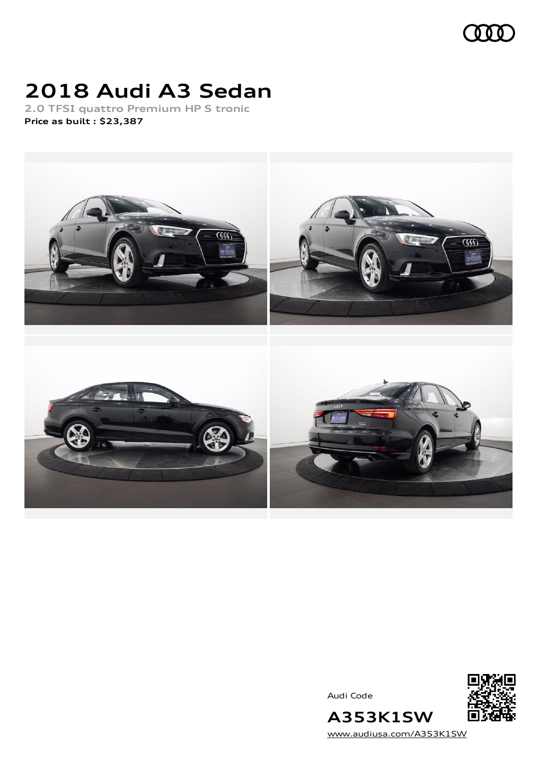# 2018 Audi A3 Sedan

**2.0 TFSI quattro Premium HP S tronic**

**Price as built : $23,387**

Audi Code

**A353K1SW**

www.audiusa.com/A353K1SW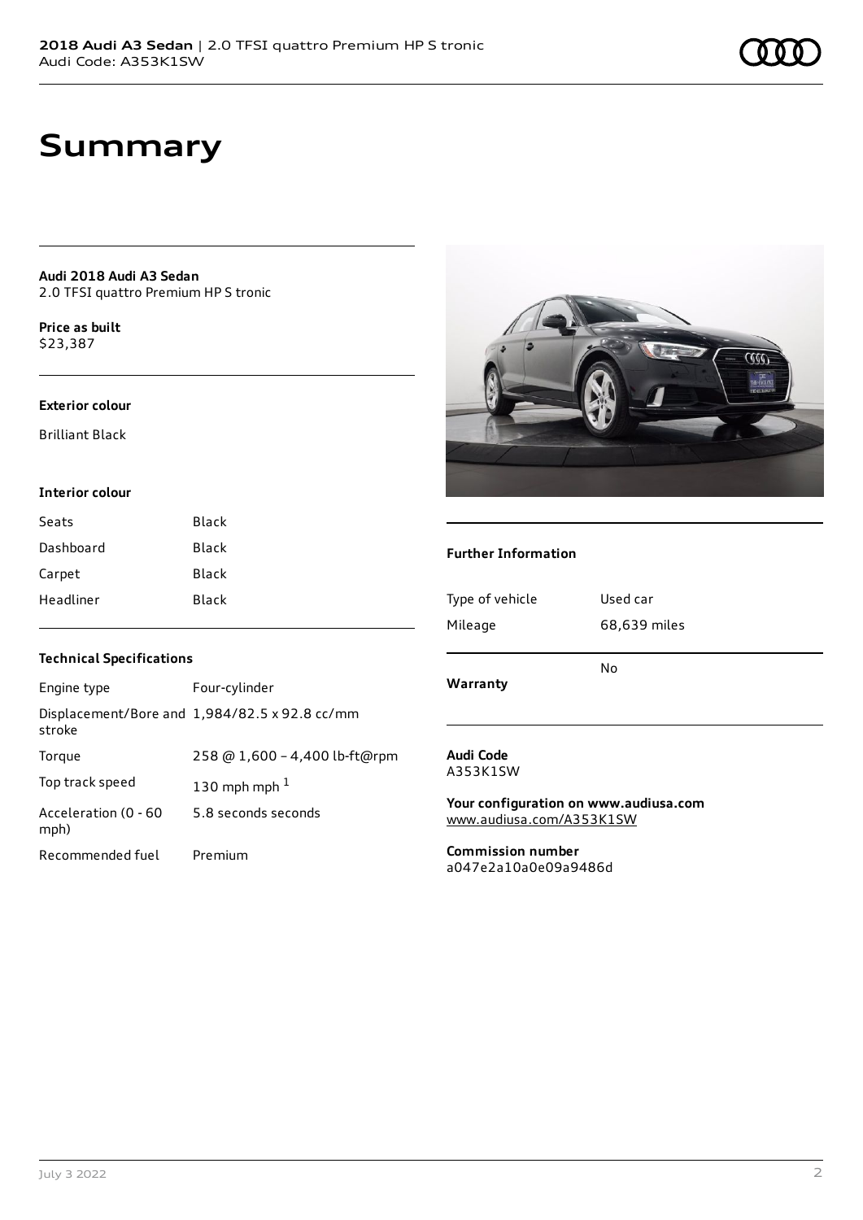# Summary

**Audi 2018 Audi A3 Sedan**
2.0 TFSI quattro Premium HP S tronic

**Price as built**
$23,387

### Exterior colour

Brilliant Black

### Interior colour

| | |
|---|---|
| Seats | Black |
| Dashboard | Black |
| Carpet | Black |
| Headliner | Black |

### Technical Specifications

| | |
|---|---|
| Engine type | Four-cylinder |
| Displacement/Bore and stroke | 1,984/82.5 x 92.8 cc/mm |
| Torque | 258 @ 1,600 - 4,400 lb-ft@rpm |
| Top track speed | 130 mph mph [1] |
| Acceleration (0 - 60 mph) | 5.8 seconds seconds |
| Recommended fuel | Premium |

### Further Information

| | |
|---|---|
| Type of vehicle | Used car |
| Mileage | 68,639 miles |
| **Warranty** | No |

**Audi Code**
A353K1SW

**Your configuration on www.audiusa.com**
www.audiusa.com/A353K1SW

**Commission number**
a047e2a10a0e09a9486d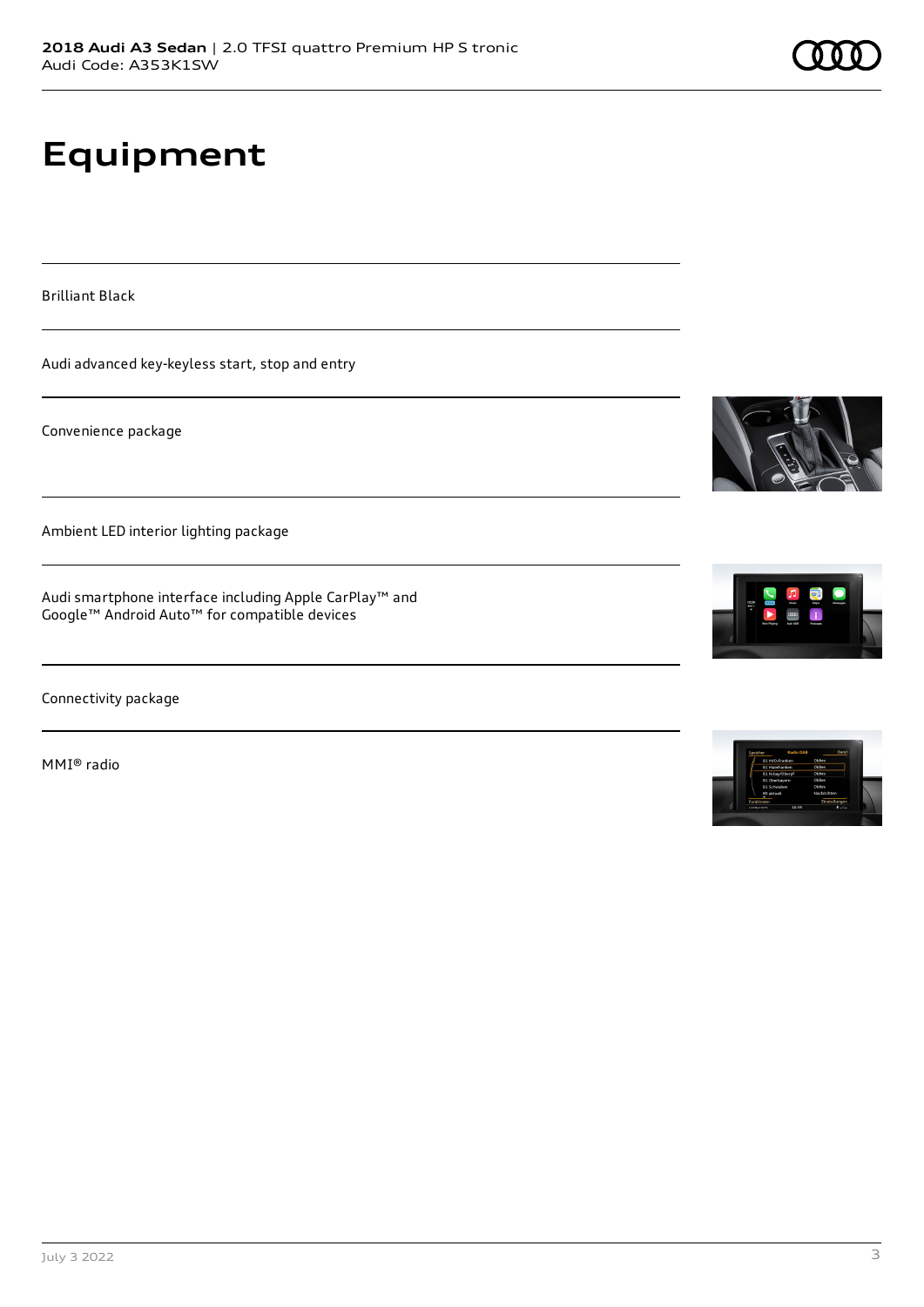# Equipment

Brilliant Black

Audi advanced key-keyless start, stop and entry

Convenience package

Ambient LED interior lighting package

Audi smartphone interface including Apple CarPlay™ and Google™ Android Auto™ for compatible devices

Connectivity package

MMI® radio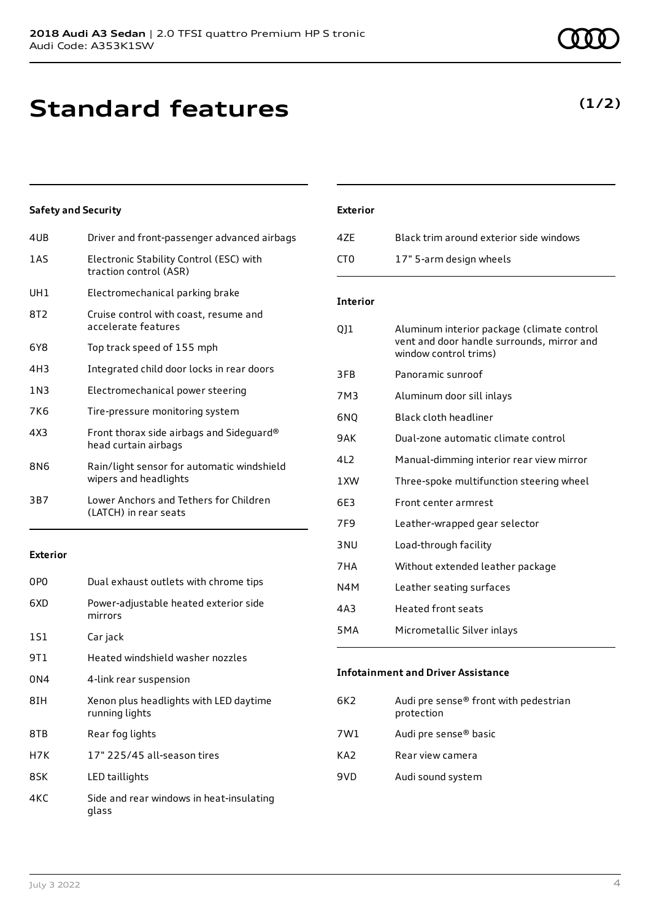# Standard features

**(1/2)**

### Safety and Security

| | |
|---|---|
| 4UB | Driver and front-passenger advanced airbags |
| 1AS | Electronic Stability Control (ESC) with traction control (ASR) |
| UH1 | Electromechanical parking brake |
| 8T2 | Cruise control with coast, resume and accelerate features |
| 6Y8 | Top track speed of 155 mph |
| 4H3 | Integrated child door locks in rear doors |
| 1N3 | Electromechanical power steering |
| 7K6 | Tire-pressure monitoring system |
| 4X3 | Front thorax side airbags and Sideguard® head curtain airbags |
| 8N6 | Rain/light sensor for automatic windshield wipers and headlights |
| 3B7 | Lower Anchors and Tethers for Children (LATCH) in rear seats |

### Exterior

| | |
|---|---|
| 0P0 | Dual exhaust outlets with chrome tips |
| 6XD | Power-adjustable heated exterior side mirrors |
| 1S1 | Car jack |
| 9T1 | Heated windshield washer nozzles |
| 0N4 | 4-link rear suspension |
| 8IH | Xenon plus headlights with LED daytime running lights |
| 8TB | Rear fog lights |
| H7K | 17" 225/45 all-season tires |
| 8SK | LED taillights |
| 4KC | Side and rear windows in heat-insulating glass |

### Exterior

| | |
|---|---|
| 4ZE | Black trim around exterior side windows |
| CT0 | 17" 5-arm design wheels |

### Interior

| | |
|---|---|
| QJ1 | Aluminum interior package (climate control vent and door handle surrounds, mirror and window control trims) |
| 3FB | Panoramic sunroof |
| 7M3 | Aluminum door sill inlays |
| 6NQ | Black cloth headliner |
| 9AK | Dual-zone automatic climate control |
| 4L2 | Manual-dimming interior rear view mirror |
| 1XW | Three-spoke multifunction steering wheel |
| 6E3 | Front center armrest |
| 7F9 | Leather-wrapped gear selector |
| 3NU | Load-through facility |
| 7HA | Without extended leather package |
| N4M | Leather seating surfaces |
| 4A3 | Heated front seats |
| 5MA | Micrometallic Silver inlays |

### Infotainment and Driver Assistance

| | |
|---|---|
| 6K2 | Audi pre sense® front with pedestrian protection |
| 7W1 | Audi pre sense® basic |
| KA2 | Rear view camera |
| 9VD | Audi sound system |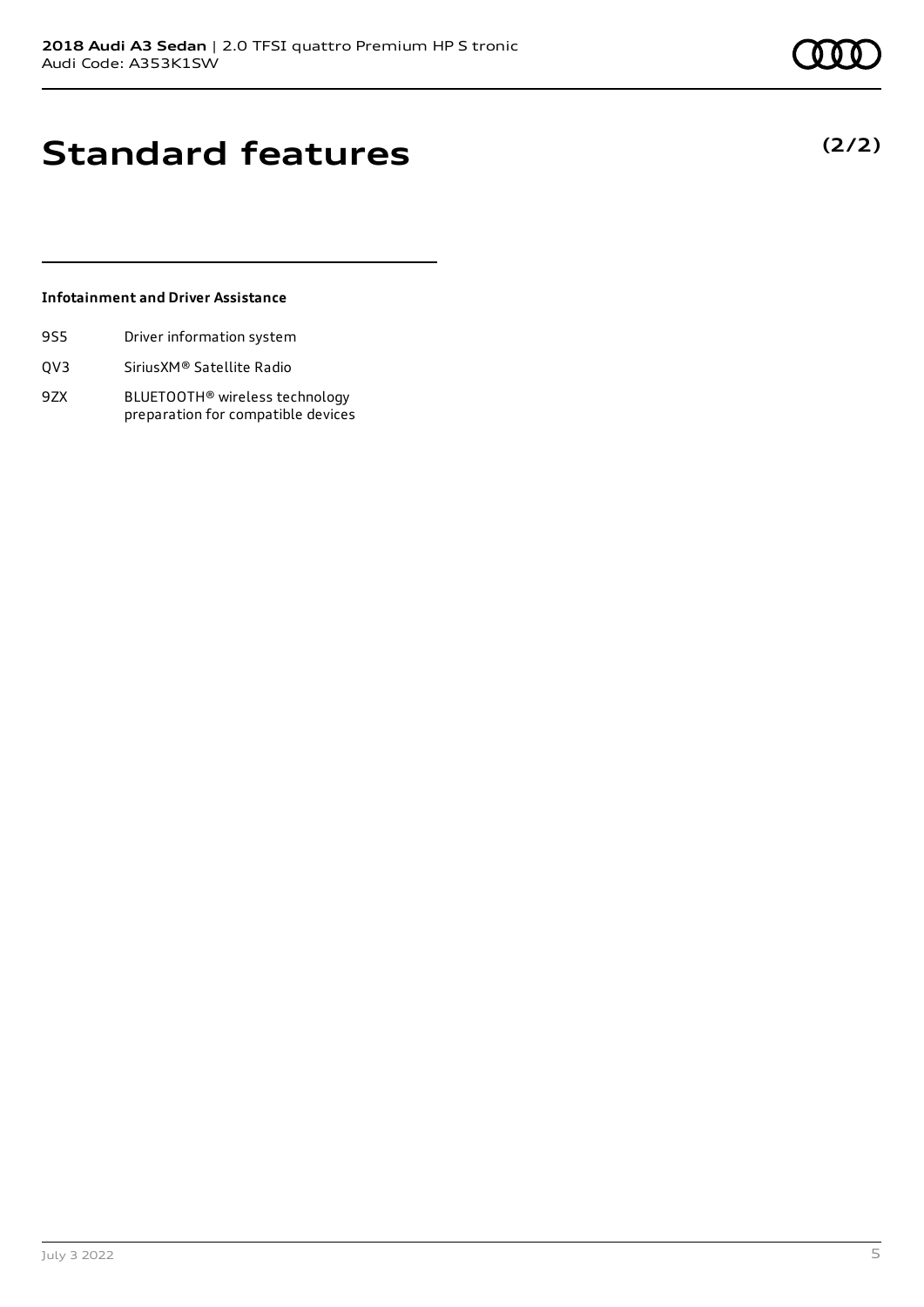# Standard features

**(2/2)**

### Infotainment and Driver Assistance

| | |
|---|---|
| 9S5 | Driver information system |
| QV3 | SiriusXM® Satellite Radio |
| 9ZX | BLUETOOTH® wireless technology preparation for compatible devices |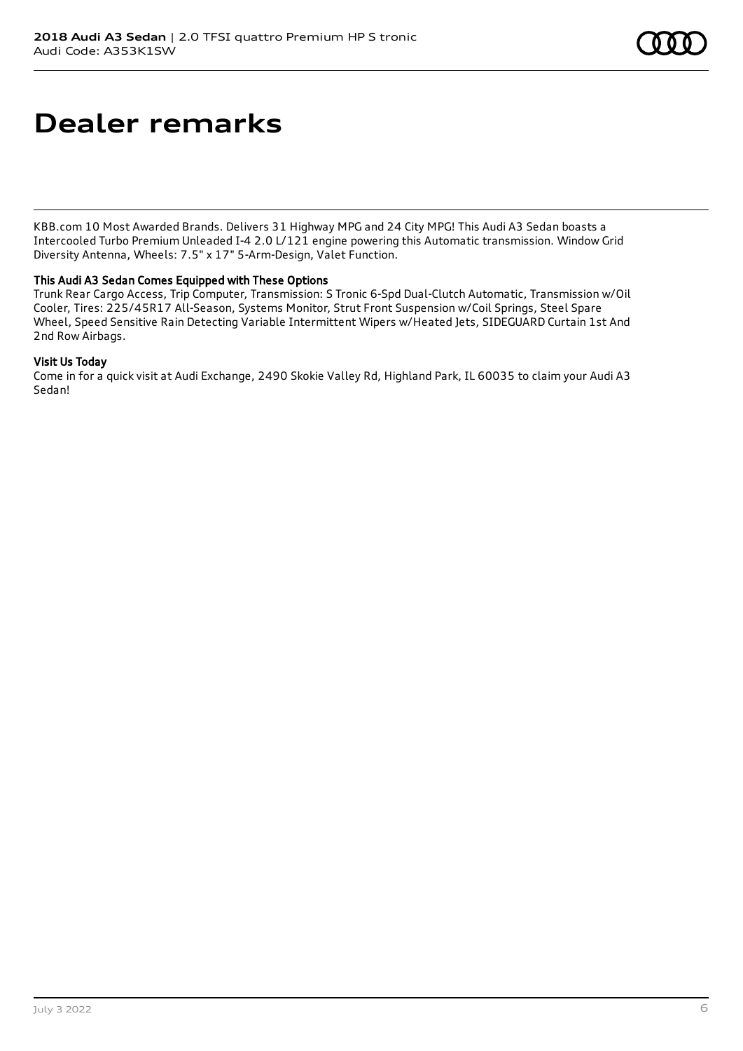# Dealer remarks

KBB.com 10 Most Awarded Brands. Delivers 31 Highway MPG and 24 City MPG! This Audi A3 Sedan boasts a Intercooled Turbo Premium Unleaded I-4 2.0 L/121 engine powering this Automatic transmission. Window Grid Diversity Antenna, Wheels: 7.5" x 17" 5-Arm-Design, Valet Function.

### This Audi A3 Sedan Comes Equipped with These Options

Trunk Rear Cargo Access, Trip Computer, Transmission: S Tronic 6-Spd Dual-Clutch Automatic, Transmission w/Oil Cooler, Tires: 225/45R17 All-Season, Systems Monitor, Strut Front Suspension w/Coil Springs, Steel Spare Wheel, Speed Sensitive Rain Detecting Variable Intermittent Wipers w/Heated Jets, SIDEGUARD Curtain 1st And 2nd Row Airbags.

### Visit Us Today

Come in for a quick visit at Audi Exchange, 2490 Skokie Valley Rd, Highland Park, IL 60035 to claim your Audi A3 Sedan!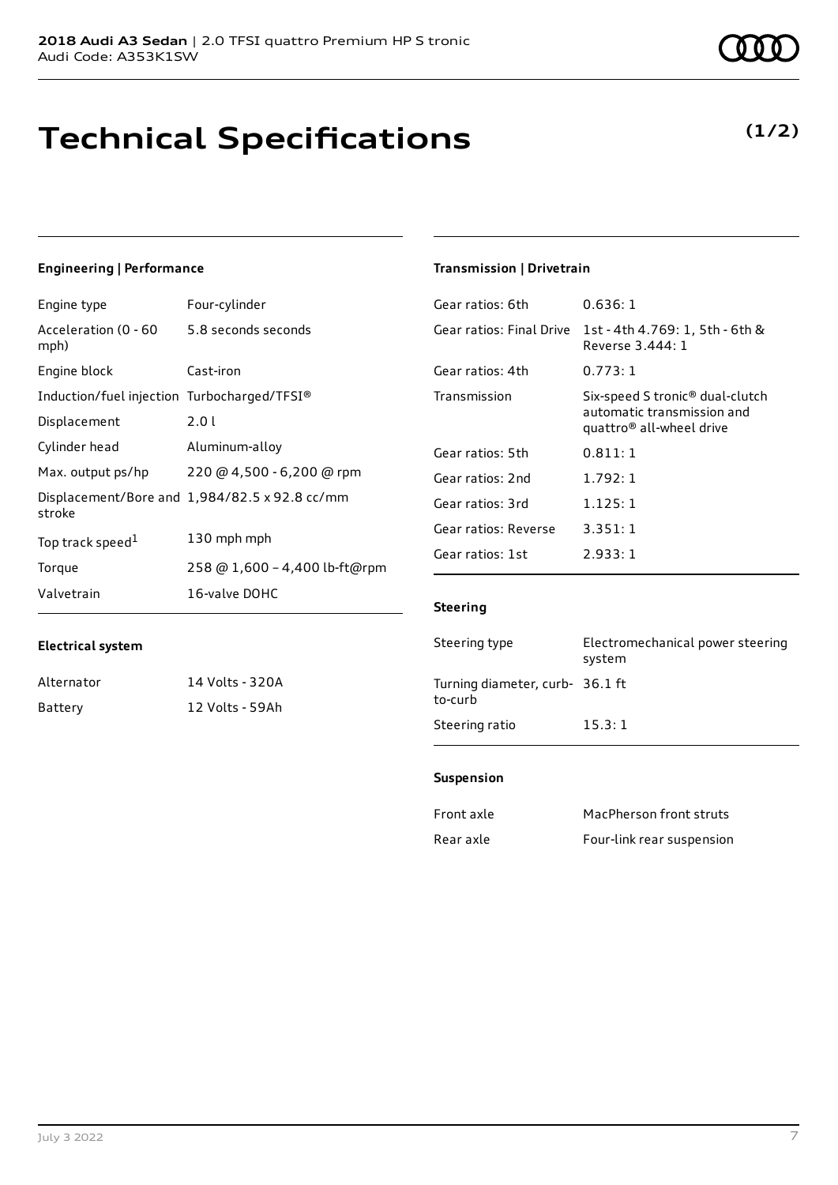# Technical Specifications

**(1/2)**

### Engineering | Performance

| | |
|---|---|
| Engine type | Four-cylinder |
| Acceleration (0 - 60 mph) | 5.8 seconds seconds |
| Engine block | Cast-iron |
| Induction/fuel injection | Turbocharged/TFSI® |
| Displacement | 2.0 l |
| Cylinder head | Aluminum-alloy |
| Max. output ps/hp | 220 @ 4,500 - 6,200 @ rpm |
| Displacement/Bore and stroke | 1,984/82.5 x 92.8 cc/mm |
| Top track speed[1] | 130 mph mph |
| Torque | 258 @ 1,600 – 4,400 lb-ft@rpm |
| Valvetrain | 16-valve DOHC |

### Electrical system

| | |
|---|---|
| Alternator | 14 Volts - 320A |
| Battery | 12 Volts - 59Ah |

### Transmission | Drivetrain

| | |
|---|---|
| Gear ratios: 6th | 0.636: 1 |
| Gear ratios: Final Drive | 1st - 4th 4.769: 1, 5th - 6th & Reverse 3.444: 1 |
| Gear ratios: 4th | 0.773: 1 |
| Transmission | Six-speed S tronic® dual-clutch automatic transmission and quattro® all-wheel drive |
| Gear ratios: 5th | 0.811: 1 |
| Gear ratios: 2nd | 1.792: 1 |
| Gear ratios: 3rd | 1.125: 1 |
| Gear ratios: Reverse | 3.351: 1 |
| Gear ratios: 1st | 2.933: 1 |

### Steering

| | |
|---|---|
| Steering type | Electromechanical power steering system |
| Turning diameter, curb-to-curb | 36.1 ft |
| Steering ratio | 15.3: 1 |

### Suspension

| | |
|---|---|
| Front axle | MacPherson front struts |
| Rear axle | Four-link rear suspension |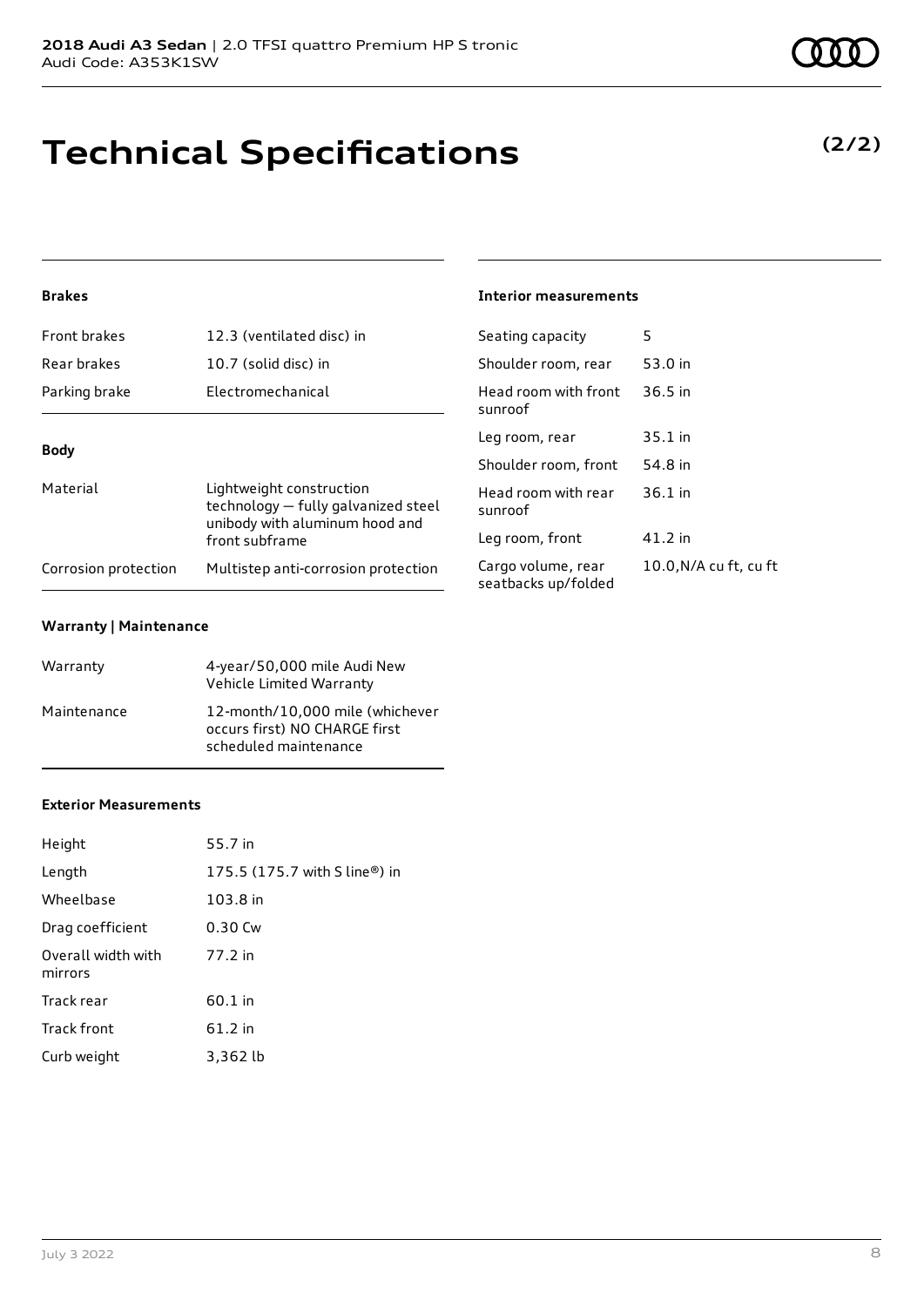# Technical Specifications

**(2/2)**

### Brakes

| | |
|---|---|
| Front brakes | 12.3 (ventilated disc) in |
| Rear brakes | 10.7 (solid disc) in |
| Parking brake | Electromechanical |

### Body

| | |
|---|---|
| Material | Lightweight construction technology — fully galvanized steel unibody with aluminum hood and front subframe |
| Corrosion protection | Multistep anti-corrosion protection |

### Warranty | Maintenance

| | |
|---|---|
| Warranty | 4-year/50,000 mile Audi New Vehicle Limited Warranty |
| Maintenance | 12-month/10,000 mile (whichever occurs first) NO CHARGE first scheduled maintenance |

### Exterior Measurements

| | |
|---|---|
| Height | 55.7 in |
| Length | 175.5 (175.7 with S line®) in |
| Wheelbase | 103.8 in |
| Drag coefficient | 0.30 Cw |
| Overall width with mirrors | 77.2 in |
| Track rear | 60.1 in |
| Track front | 61.2 in |
| Curb weight | 3,362 lb |

### Interior measurements

| | |
|---|---|
| Seating capacity | 5 |
| Shoulder room, rear | 53.0 in |
| Head room with front sunroof | 36.5 in |
| Leg room, rear | 35.1 in |
| Shoulder room, front | 54.8 in |
| Head room with rear sunroof | 36.1 in |
| Leg room, front | 41.2 in |
| Cargo volume, rear seatbacks up/folded | 10.0,N/A cu ft, cu ft |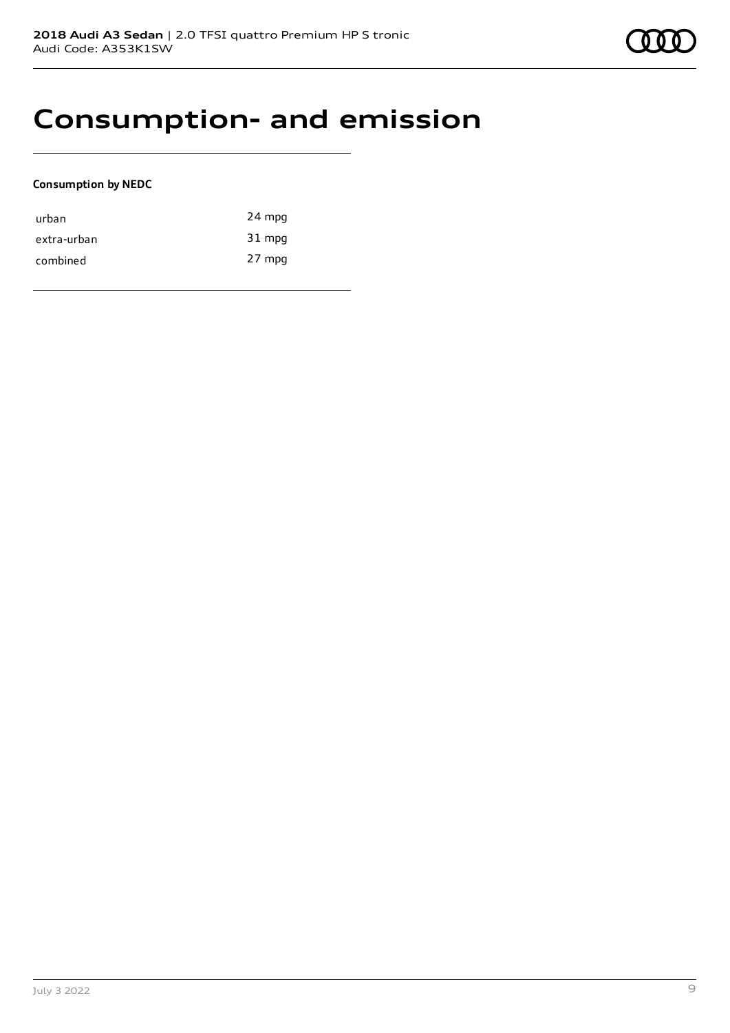# Consumption- and emission

**Consumption by NEDC**

| | |
|---|---|
| urban | 24 mpg |
| extra-urban | 31 mpg |
| combined | 27 mpg |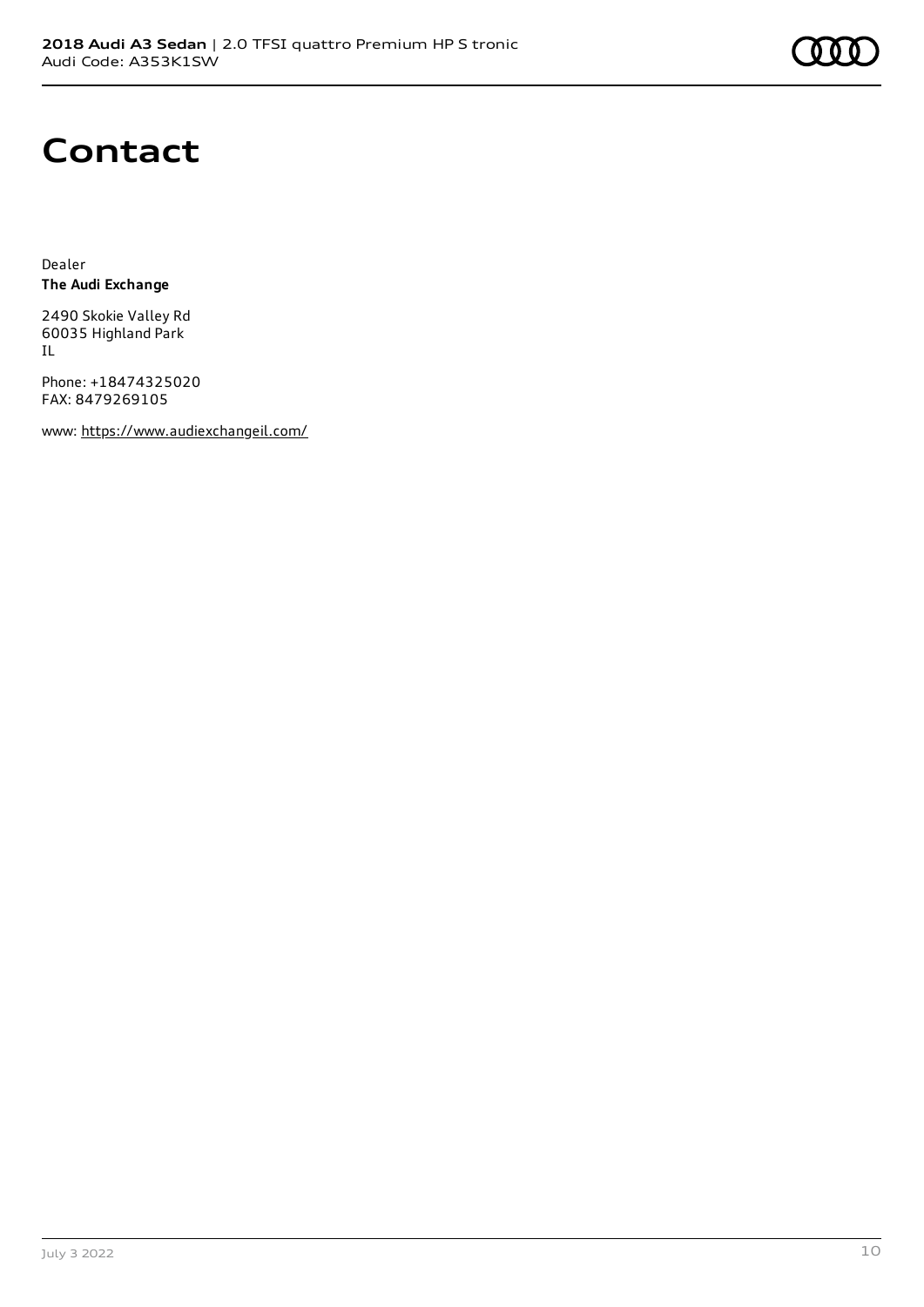# Contact

Dealer
**The Audi Exchange**

2490 Skokie Valley Rd
60035 Highland Park
IL

Phone: +18474325020
FAX: 8479269105

www: https://www.audiexchangeil.com/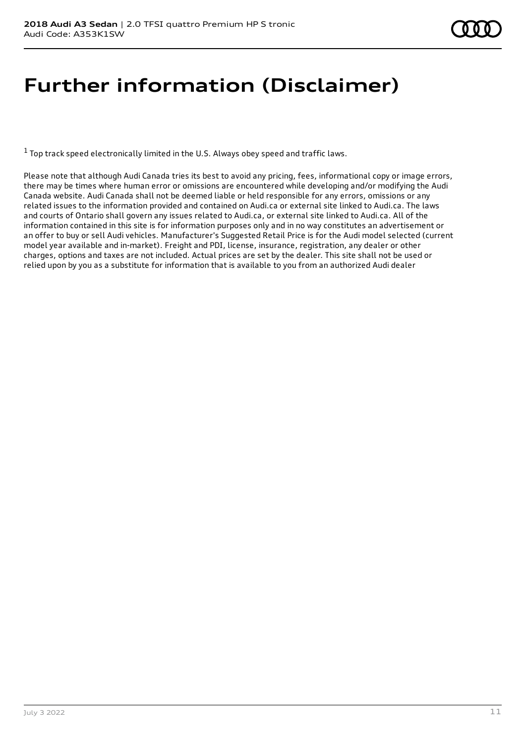# Further information (Disclaimer)

[1] Top track speed electronically limited in the U.S. Always obey speed and traffic laws.

Please note that although Audi Canada tries its best to avoid any pricing, fees, informational copy or image errors, there may be times where human error or omissions are encountered while developing and/or modifying the Audi Canada website. Audi Canada shall not be deemed liable or held responsible for any errors, omissions or any related issues to the information provided and contained on Audi.ca or external site linked to Audi.ca. The laws and courts of Ontario shall govern any issues related to Audi.ca, or external site linked to Audi.ca. All of the information contained in this site is for information purposes only and in no way constitutes an advertisement or an offer to buy or sell Audi vehicles. Manufacturer's Suggested Retail Price is for the Audi model selected (current model year available and in-market). Freight and PDI, license, insurance, registration, any dealer or other charges, options and taxes are not included. Actual prices are set by the dealer. This site shall not be used or relied upon by you as a substitute for information that is available to you from an authorized Audi dealer